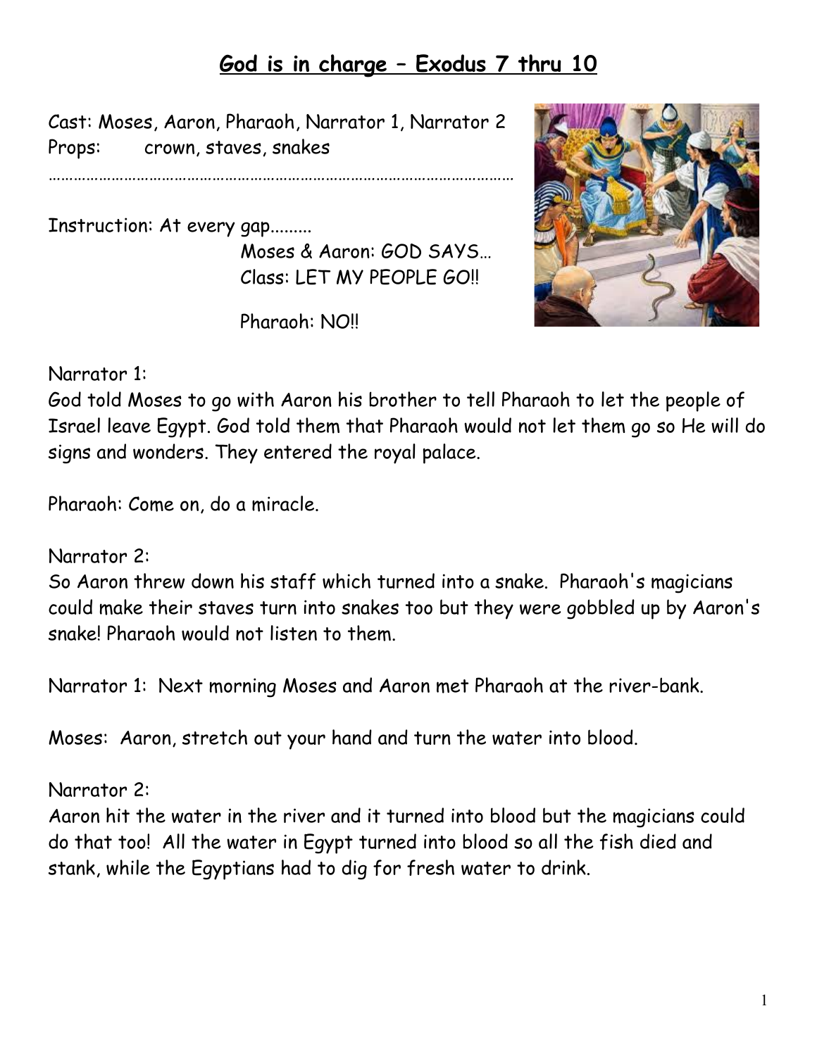# <u>**God is in charge – Exodus 7 thru 10**</u>

Cast: Moses, Aaron, Pharaoh, Narrator 1, Narrator 2
Props: crown, staves, snakes

…………………………………………………………………………………………………

Instruction: At every gap.........
Moses & Aaron: GOD SAYS…
Class: LET MY PEOPLE GO!!

Pharaoh: NO!!

Narrator 1:
God told Moses to go with Aaron his brother to tell Pharaoh to let the people of Israel leave Egypt. God told them that Pharaoh would not let them go so He will do signs and wonders. They entered the royal palace.

Pharaoh: Come on, do a miracle.

Narrator 2:
So Aaron threw down his staff which turned into a snake. Pharaoh's magicians could make their staves turn into snakes too but they were gobbled up by Aaron's snake! Pharaoh would not listen to them.

Narrator 1: Next morning Moses and Aaron met Pharaoh at the river-bank.

Moses: Aaron, stretch out your hand and turn the water into blood.

Narrator 2:
Aaron hit the water in the river and it turned into blood but the magicians could do that too! All the water in Egypt turned into blood so all the fish died and stank, while the Egyptians had to dig for fresh water to drink.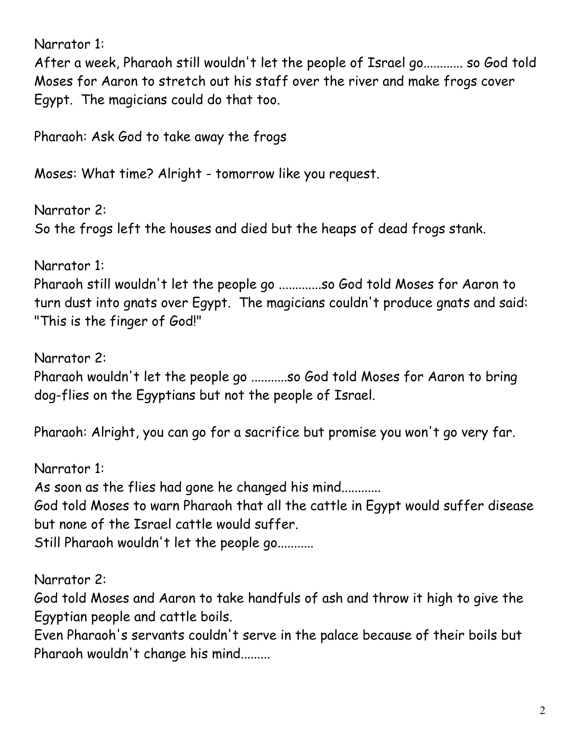Narrator 1:
After a week, Pharaoh still wouldn't let the people of Israel go............ so God told Moses for Aaron to stretch out his staff over the river and make frogs cover Egypt. The magicians could do that too.

Pharaoh: Ask God to take away the frogs

Moses: What time? Alright - tomorrow like you request.

Narrator 2:
So the frogs left the houses and died but the heaps of dead frogs stank.

Narrator 1:
Pharaoh still wouldn't let the people go .............so God told Moses for Aaron to turn dust into gnats over Egypt. The magicians couldn't produce gnats and said: "This is the finger of God!"

Narrator 2:
Pharaoh wouldn't let the people go ...........so God told Moses for Aaron to bring dog-flies on the Egyptians but not the people of Israel.

Pharaoh: Alright, you can go for a sacrifice but promise you won't go very far.

Narrator 1:
As soon as the flies had gone he changed his mind............
God told Moses to warn Pharaoh that all the cattle in Egypt would suffer disease but none of the Israel cattle would suffer.
Still Pharaoh wouldn't let the people go...........

Narrator 2:
God told Moses and Aaron to take handfuls of ash and throw it high to give the Egyptian people and cattle boils.
Even Pharaoh's servants couldn't serve in the palace because of their boils but Pharaoh wouldn't change his mind.........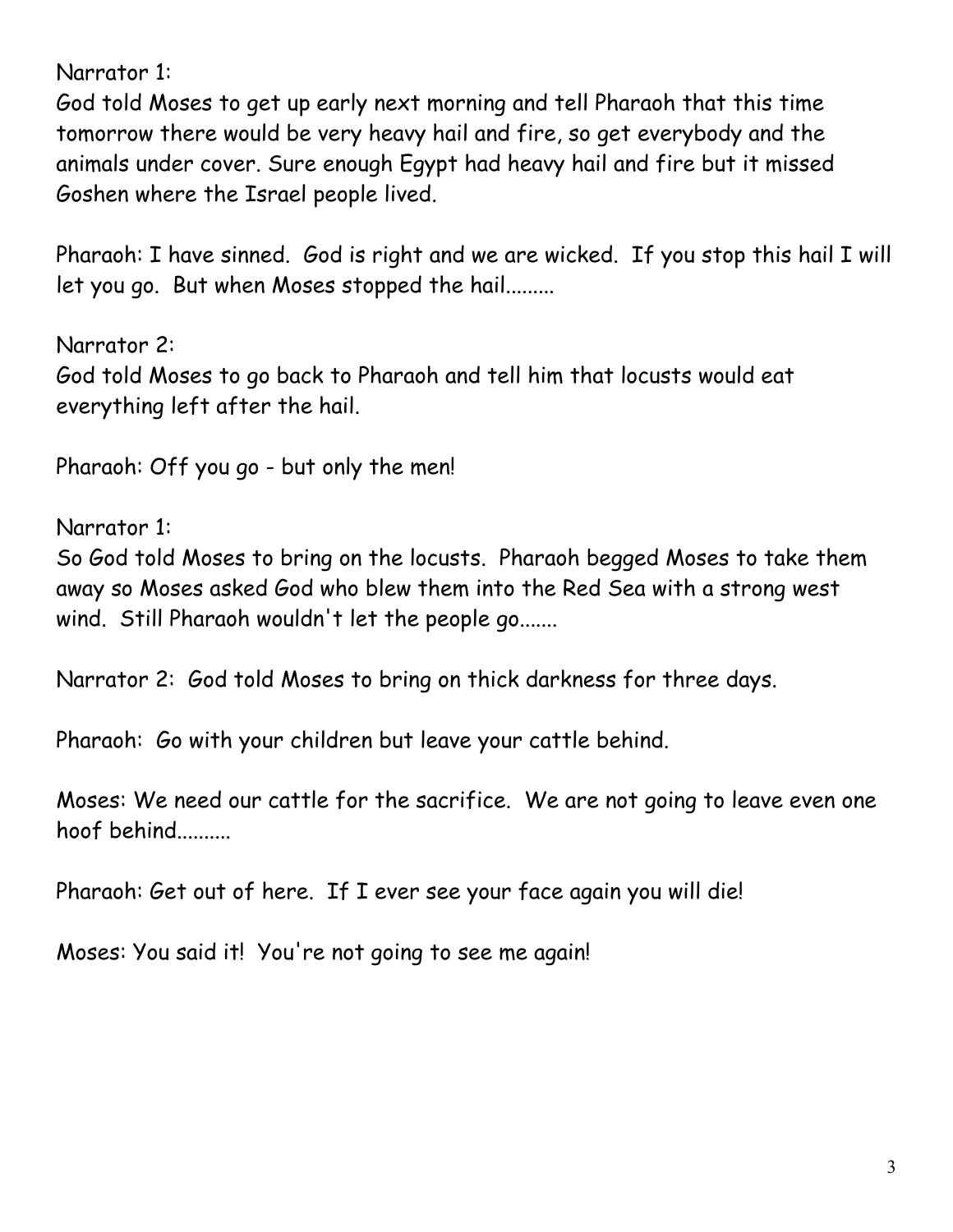Narrator 1:
God told Moses to get up early next morning and tell Pharaoh that this time tomorrow there would be very heavy hail and fire, so get everybody and the animals under cover. Sure enough Egypt had heavy hail and fire but it missed Goshen where the Israel people lived.

Pharaoh: I have sinned. God is right and we are wicked. If you stop this hail I will let you go. But when Moses stopped the hail.........

Narrator 2:
God told Moses to go back to Pharaoh and tell him that locusts would eat everything left after the hail.

Pharaoh: Off you go - but only the men!

Narrator 1:
So God told Moses to bring on the locusts. Pharaoh begged Moses to take them away so Moses asked God who blew them into the Red Sea with a strong west wind. Still Pharaoh wouldn't let the people go.......

Narrator 2: God told Moses to bring on thick darkness for three days.

Pharaoh: Go with your children but leave your cattle behind.

Moses: We need our cattle for the sacrifice. We are not going to leave even one hoof behind..........

Pharaoh: Get out of here. If I ever see your face again you will die!

Moses: You said it! You're not going to see me again!